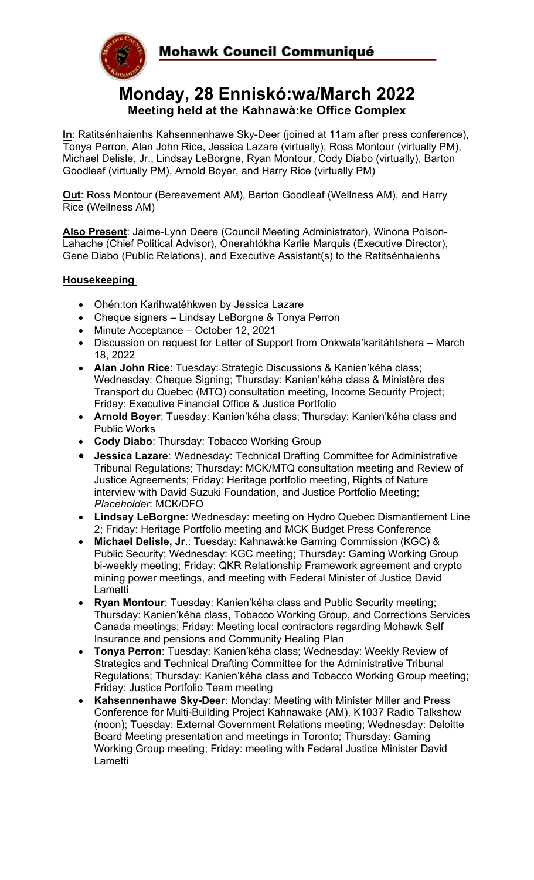**Mohawk Council Communiqué**

# Monday, 28 Enniskó:wa/March 2022

### Meeting held at the Kahnawà:ke Office Complex

**In**: Ratitsénhaienhs Kahsennenhawe Sky-Deer (joined at 11am after press conference), Tonya Perron, Alan John Rice, Jessica Lazare (virtually), Ross Montour (virtually PM), Michael Delisle, Jr., Lindsay LeBorgne, Ryan Montour, Cody Diabo (virtually), Barton Goodleaf (virtually PM), Arnold Boyer, and Harry Rice (virtually PM)

**Out**: Ross Montour (Bereavement AM), Barton Goodleaf (Wellness AM), and Harry Rice (Wellness AM)

**Also Present**: Jaime-Lynn Deere (Council Meeting Administrator), Winona Polson-Lahache (Chief Political Advisor), Onerahtókha Karlie Marquis (Executive Director), Gene Diabo (Public Relations), and Executive Assistant(s) to the Ratitsénhaienhs

## Housekeeping

- Ohén:ton Karihwatéhkwen by Jessica Lazare
- Cheque signers – Lindsay LeBorgne & Tonya Perron
- Minute Acceptance – October 12, 2021
- Discussion on request for Letter of Support from Onkwata'karitáhtshera – March 18, 2022
- **Alan John Rice**: Tuesday: Strategic Discussions & Kanien'kéha class; Wednesday: Cheque Signing; Thursday: Kanien'kéha class & Ministère des Transport du Quebec (MTQ) consultation meeting, Income Security Project; Friday: Executive Financial Office & Justice Portfolio
- **Arnold Boyer**: Tuesday: Kanien'kéha class; Thursday: Kanien'kéha class and Public Works
- **Cody Diabo**: Thursday: Tobacco Working Group
- **Jessica Lazare**: Wednesday: Technical Drafting Committee for Administrative Tribunal Regulations; Thursday: MCK/MTQ consultation meeting and Review of Justice Agreements; Friday: Heritage portfolio meeting, Rights of Nature interview with David Suzuki Foundation, and Justice Portfolio Meeting; *Placeholder*: MCK/DFO
- **Lindsay LeBorgne**: Wednesday: meeting on Hydro Quebec Dismantlement Line 2; Friday: Heritage Portfolio meeting and MCK Budget Press Conference
- **Michael Delisle, Jr**.: Tuesday: Kahnawà:ke Gaming Commission (KGC) & Public Security; Wednesday: KGC meeting; Thursday: Gaming Working Group bi-weekly meeting; Friday: QKR Relationship Framework agreement and crypto mining power meetings, and meeting with Federal Minister of Justice David Lametti
- **Ryan Montour**: Tuesday: Kanien'kéha class and Public Security meeting; Thursday: Kanien'kéha class, Tobacco Working Group, and Corrections Services Canada meetings; Friday: Meeting local contractors regarding Mohawk Self Insurance and pensions and Community Healing Plan
- **Tonya Perron**: Tuesday: Kanien'kéha class; Wednesday: Weekly Review of Strategics and Technical Drafting Committee for the Administrative Tribunal Regulations; Thursday: Kanien'kéha class and Tobacco Working Group meeting; Friday: Justice Portfolio Team meeting
- **Kahsennenhawe Sky-Deer**: Monday: Meeting with Minister Miller and Press Conference for Multi-Building Project Kahnawake (AM), K1037 Radio Talkshow (noon); Tuesday: External Government Relations meeting; Wednesday: Deloitte Board Meeting presentation and meetings in Toronto; Thursday: Gaming Working Group meeting; Friday: meeting with Federal Justice Minister David Lametti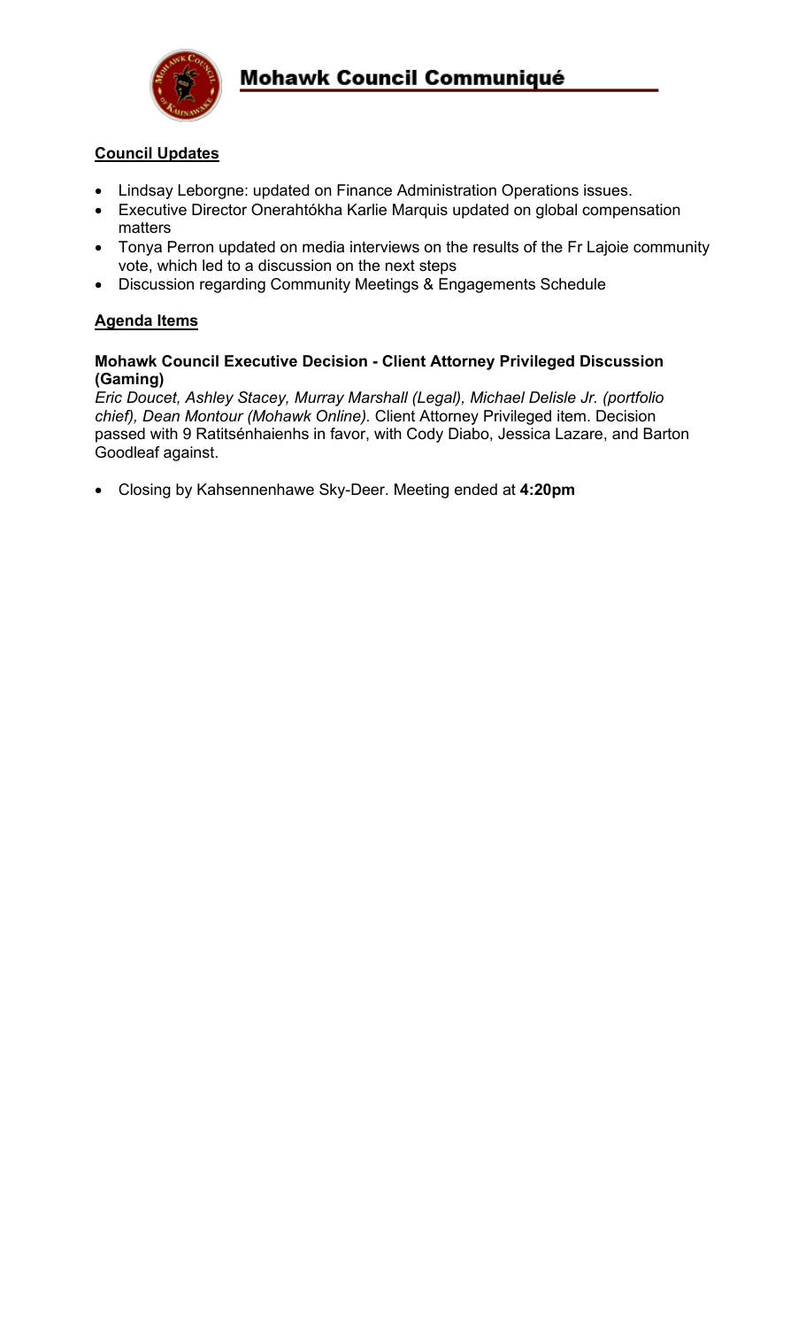# Mohawk Council Communiqué

## Council Updates

- Lindsay Leborgne: updated on Finance Administration Operations issues.
- Executive Director Onerahtókha Karlie Marquis updated on global compensation matters
- Tonya Perron updated on media interviews on the results of the Fr Lajoie community vote, which led to a discussion on the next steps
- Discussion regarding Community Meetings & Engagements Schedule

## Agenda Items

### Mohawk Council Executive Decision - Client Attorney Privileged Discussion (Gaming)

*Eric Doucet, Ashley Stacey, Murray Marshall (Legal), Michael Delisle Jr. (portfolio chief), Dean Montour (Mohawk Online).* Client Attorney Privileged item. Decision passed with 9 Ratitsénhaienhs in favor, with Cody Diabo, Jessica Lazare, and Barton Goodleaf against.

- Closing by Kahsennenhawe Sky-Deer. Meeting ended at **4:20pm**